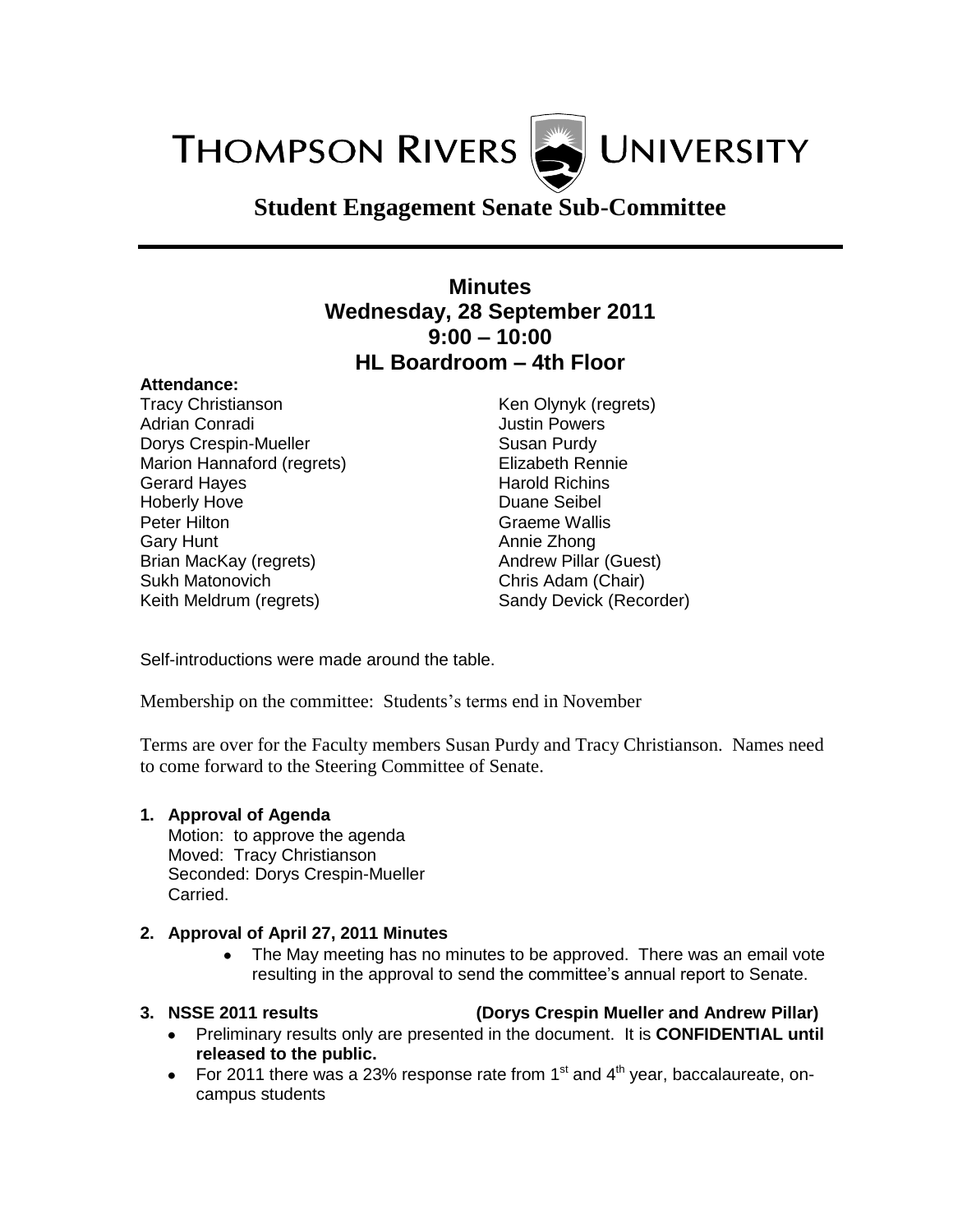THOMPSON RIVERS UNIVERSITY

# Student Engagement Senate Sub-Committee

## Minutes
## Wednesday, 28 September 2011
## 9:00 – 10:00
## HL Boardroom – 4th Floor

**Attendance:**

Tracy Christianson
Adrian Conradi
Dorys Crespin-Mueller
Marion Hannaford (regrets)
Gerard Hayes
Hoberly Hove
Peter Hilton
Gary Hunt
Brian MacKay (regrets)
Sukh Matonovich
Keith Meldrum (regrets)
Ken Olynyk (regrets)
Justin Powers
Susan Purdy
Elizabeth Rennie
Harold Richins
Duane Seibel
Graeme Wallis
Annie Zhong
Andrew Pillar (Guest)
Chris Adam (Chair)
Sandy Devick (Recorder)

Self-introductions were made around the table.

Membership on the committee: Students's terms end in November

Terms are over for the Faculty members Susan Purdy and Tracy Christianson. Names need to come forward to the Steering Committee of Senate.

1. **Approval of Agenda**
   Motion: to approve the agenda
   Moved: Tracy Christianson
   Seconded: Dorys Crespin-Mueller
   Carried.

2. **Approval of April 27, 2011 Minutes**
   - The May meeting has no minutes to be approved. There was an email vote resulting in the approval to send the committee's annual report to Senate.

3. **NSSE 2011 results (Dorys Crespin Mueller and Andrew Pillar)**
   - Preliminary results only are presented in the document. It is **CONFIDENTIAL until released to the public.**
   - For 2011 there was a 23% response rate from 1st and 4th year, baccalaureate, on-campus students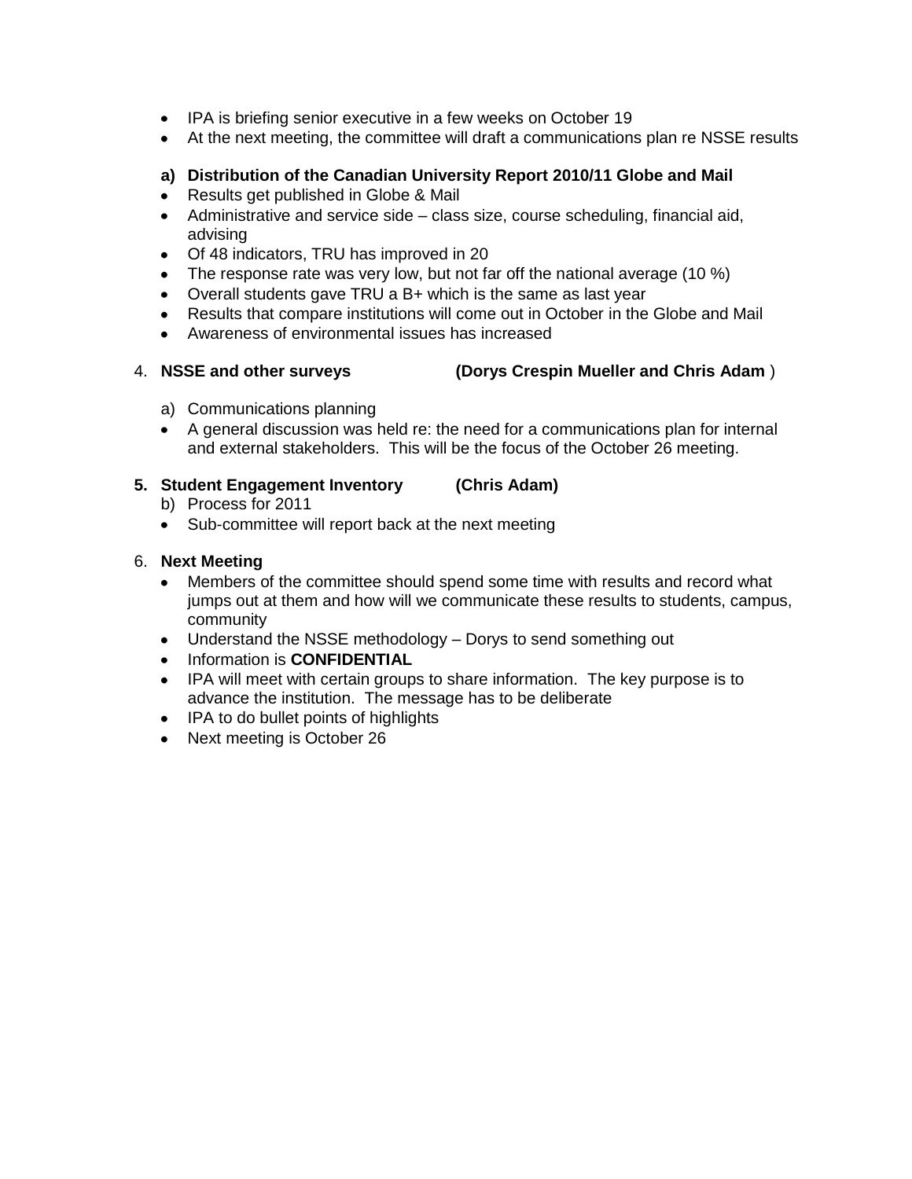- IPA is briefing senior executive in a few weeks on October 19
- At the next meeting, the committee will draft a communications plan re NSSE results

**a) Distribution of the Canadian University Report 2010/11 Globe and Mail**

- Results get published in Globe & Mail
- Administrative and service side – class size, course scheduling, financial aid, advising
- Of 48 indicators, TRU has improved in 20
- The response rate was very low, but not far off the national average (10 %)
- Overall students gave TRU a B+ which is the same as last year
- Results that compare institutions will come out in October in the Globe and Mail
- Awareness of environmental issues has increased

4. **NSSE and other surveys (Dorys Crespin Mueller and Chris Adam** )

a) Communications planning

- A general discussion was held re: the need for a communications plan for internal and external stakeholders. This will be the focus of the October 26 meeting.

5. **Student Engagement Inventory (Chris Adam)**

b) Process for 2011

- Sub-committee will report back at the next meeting

6. **Next Meeting**

- Members of the committee should spend some time with results and record what jumps out at them and how will we communicate these results to students, campus, community
- Understand the NSSE methodology – Dorys to send something out
- Information is **CONFIDENTIAL**
- IPA will meet with certain groups to share information. The key purpose is to advance the institution. The message has to be deliberate
- IPA to do bullet points of highlights
- Next meeting is October 26